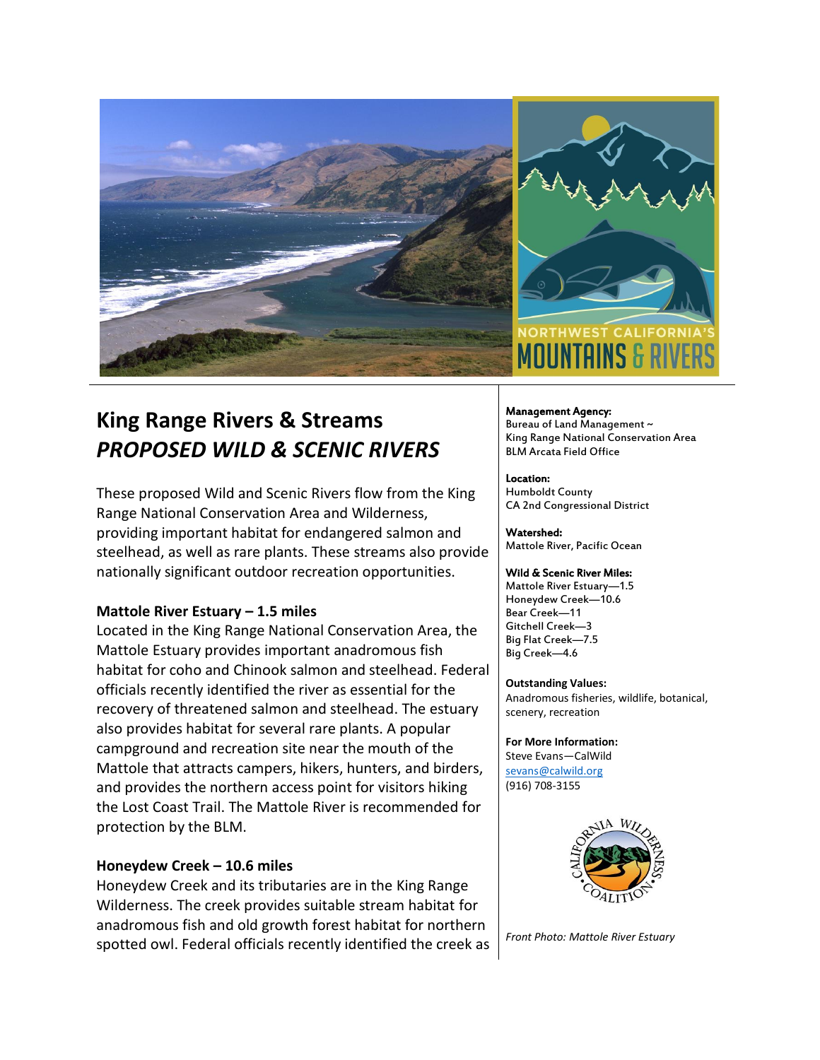NORTHWEST CALIFORNIA'S MOUNTAINS & RIVERS

# King Range Rivers & Streams
## *PROPOSED WILD & SCENIC RIVERS*

These proposed Wild and Scenic Rivers flow from the King Range National Conservation Area and Wilderness, providing important habitat for endangered salmon and steelhead, as well as rare plants. These streams also provide nationally significant outdoor recreation opportunities.

### Mattole River Estuary – 1.5 miles

Located in the King Range National Conservation Area, the Mattole Estuary provides important anadromous fish habitat for coho and Chinook salmon and steelhead. Federal officials recently identified the river as essential for the recovery of threatened salmon and steelhead. The estuary also provides habitat for several rare plants. A popular campground and recreation site near the mouth of the Mattole that attracts campers, hikers, hunters, and birders, and provides the northern access point for visitors hiking the Lost Coast Trail. The Mattole River is recommended for protection by the BLM.

### Honeydew Creek – 10.6 miles

Honeydew Creek and its tributaries are in the King Range Wilderness. The creek provides suitable stream habitat for anadromous fish and old growth forest habitat for northern spotted owl. Federal officials recently identified the creek as

**Management Agency:**
Bureau of Land Management ~
King Range National Conservation Area
BLM Arcata Field Office

**Location:**
Humboldt County
CA 2nd Congressional District

**Watershed:**
Mattole River, Pacific Ocean

**Wild & Scenic River Miles:**
Mattole River Estuary—1.5
Honeydew Creek—10.6
Bear Creek—11
Gitchell Creek—3
Big Flat Creek—7.5
Big Creek—4.6

**Outstanding Values:**
Anadromous fisheries, wildlife, botanical, scenery, recreation

**For More Information:**
Steve Evans—CalWild
sevans@calwild.org
(916) 708-3155

California Wilderness Coalition

*Front Photo: Mattole River Estuary*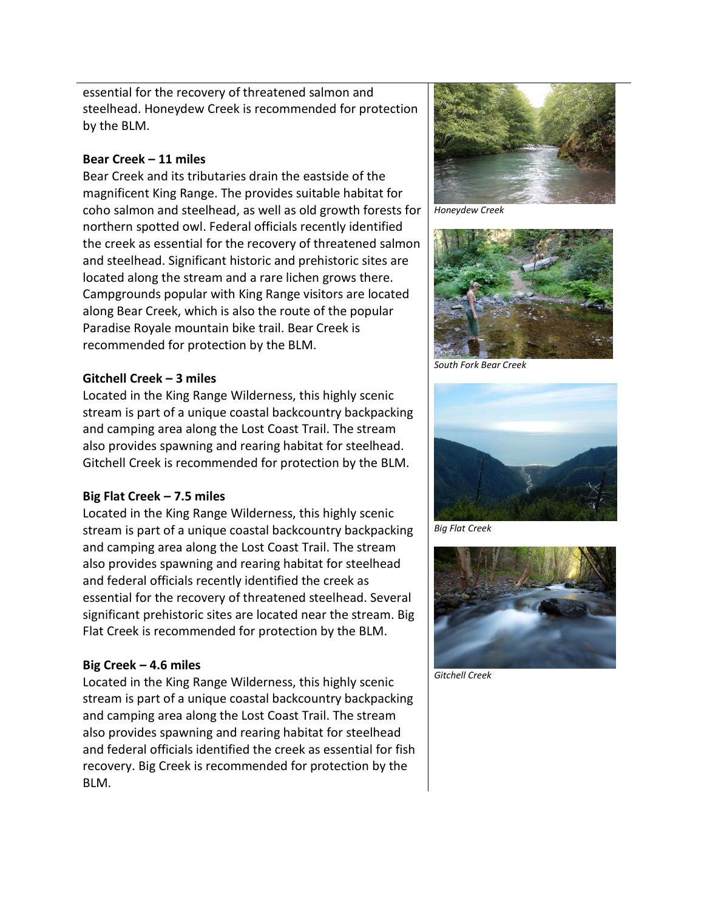essential for the recovery of threatened salmon and steelhead. Honeydew Creek is recommended for protection by the BLM.

**Bear Creek – 11 miles**

Bear Creek and its tributaries drain the eastside of the magnificent King Range. The provides suitable habitat for coho salmon and steelhead, as well as old growth forests for northern spotted owl. Federal officials recently identified the creek as essential for the recovery of threatened salmon and steelhead. Significant historic and prehistoric sites are located along the stream and a rare lichen grows there. Campgrounds popular with King Range visitors are located along Bear Creek, which is also the route of the popular Paradise Royale mountain bike trail. Bear Creek is recommended for protection by the BLM.

**Gitchell Creek – 3 miles**

Located in the King Range Wilderness, this highly scenic stream is part of a unique coastal backcountry backpacking and camping area along the Lost Coast Trail. The stream also provides spawning and rearing habitat for steelhead. Gitchell Creek is recommended for protection by the BLM.

**Big Flat Creek – 7.5 miles**

Located in the King Range Wilderness, this highly scenic stream is part of a unique coastal backcountry backpacking and camping area along the Lost Coast Trail. The stream also provides spawning and rearing habitat for steelhead and federal officials recently identified the creek as essential for the recovery of threatened steelhead. Several significant prehistoric sites are located near the stream. Big Flat Creek is recommended for protection by the BLM.

**Big Creek – 4.6 miles**

Located in the King Range Wilderness, this highly scenic stream is part of a unique coastal backcountry backpacking and camping area along the Lost Coast Trail. The stream also provides spawning and rearing habitat for steelhead and federal officials identified the creek as essential for fish recovery. Big Creek is recommended for protection by the BLM.

*Honeydew Creek*

*South Fork Bear Creek*

*Big Flat Creek*

*Gitchell Creek*